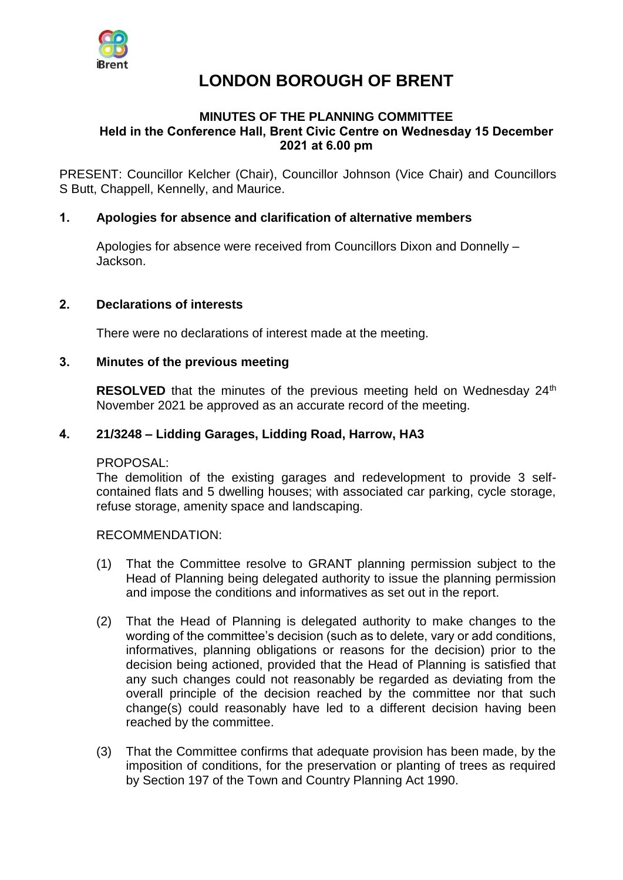# LONDON BOROUGH OF BRENT

## MINUTES OF THE PLANNING COMMITTEE
### Held in the Conference Hall, Brent Civic Centre on Wednesday 15 December 2021 at 6.00 pm

PRESENT: Councillor Kelcher (Chair), Councillor Johnson (Vice Chair) and Councillors S Butt, Chappell, Kennelly, and Maurice.

### 1. Apologies for absence and clarification of alternative members

Apologies for absence were received from Councillors Dixon and Donnelly – Jackson.

### 2. Declarations of interests

There were no declarations of interest made at the meeting.

### 3. Minutes of the previous meeting

**RESOLVED** that the minutes of the previous meeting held on Wednesday 24th November 2021 be approved as an accurate record of the meeting.

### 4. 21/3248 – Lidding Garages, Lidding Road, Harrow, HA3

PROPOSAL:
The demolition of the existing garages and redevelopment to provide 3 self-contained flats and 5 dwelling houses; with associated car parking, cycle storage, refuse storage, amenity space and landscaping.

RECOMMENDATION:

(1) That the Committee resolve to GRANT planning permission subject to the Head of Planning being delegated authority to issue the planning permission and impose the conditions and informatives as set out in the report.

(2) That the Head of Planning is delegated authority to make changes to the wording of the committee's decision (such as to delete, vary or add conditions, informatives, planning obligations or reasons for the decision) prior to the decision being actioned, provided that the Head of Planning is satisfied that any such changes could not reasonably be regarded as deviating from the overall principle of the decision reached by the committee nor that such change(s) could reasonably have led to a different decision having been reached by the committee.

(3) That the Committee confirms that adequate provision has been made, by the imposition of conditions, for the preservation or planting of trees as required by Section 197 of the Town and Country Planning Act 1990.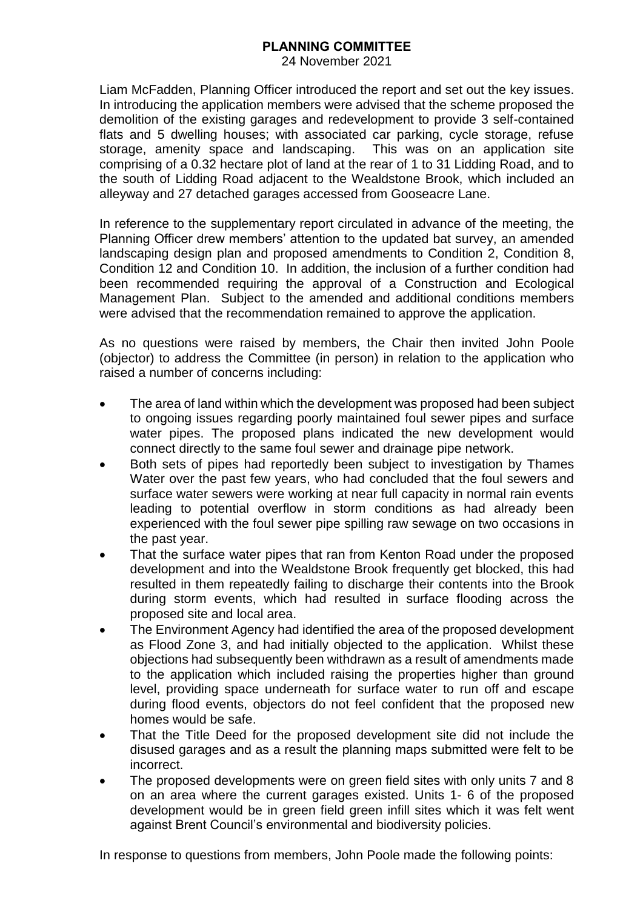# PLANNING COMMITTEE

24 November 2021

Liam McFadden, Planning Officer introduced the report and set out the key issues. In introducing the application members were advised that the scheme proposed the demolition of the existing garages and redevelopment to provide 3 self-contained flats and 5 dwelling houses; with associated car parking, cycle storage, refuse storage, amenity space and landscaping. This was on an application site comprising of a 0.32 hectare plot of land at the rear of 1 to 31 Lidding Road, and to the south of Lidding Road adjacent to the Wealdstone Brook, which included an alleyway and 27 detached garages accessed from Gooseacre Lane.

In reference to the supplementary report circulated in advance of the meeting, the Planning Officer drew members' attention to the updated bat survey, an amended landscaping design plan and proposed amendments to Condition 2, Condition 8, Condition 12 and Condition 10. In addition, the inclusion of a further condition had been recommended requiring the approval of a Construction and Ecological Management Plan. Subject to the amended and additional conditions members were advised that the recommendation remained to approve the application.

As no questions were raised by members, the Chair then invited John Poole (objector) to address the Committee (in person) in relation to the application who raised a number of concerns including:

- The area of land within which the development was proposed had been subject to ongoing issues regarding poorly maintained foul sewer pipes and surface water pipes. The proposed plans indicated the new development would connect directly to the same foul sewer and drainage pipe network.
- Both sets of pipes had reportedly been subject to investigation by Thames Water over the past few years, who had concluded that the foul sewers and surface water sewers were working at near full capacity in normal rain events leading to potential overflow in storm conditions as had already been experienced with the foul sewer pipe spilling raw sewage on two occasions in the past year.
- That the surface water pipes that ran from Kenton Road under the proposed development and into the Wealdstone Brook frequently get blocked, this had resulted in them repeatedly failing to discharge their contents into the Brook during storm events, which had resulted in surface flooding across the proposed site and local area.
- The Environment Agency had identified the area of the proposed development as Flood Zone 3, and had initially objected to the application. Whilst these objections had subsequently been withdrawn as a result of amendments made to the application which included raising the properties higher than ground level, providing space underneath for surface water to run off and escape during flood events, objectors do not feel confident that the proposed new homes would be safe.
- That the Title Deed for the proposed development site did not include the disused garages and as a result the planning maps submitted were felt to be incorrect.
- The proposed developments were on green field sites with only units 7 and 8 on an area where the current garages existed. Units 1- 6 of the proposed development would be in green field green infill sites which it was felt went against Brent Council's environmental and biodiversity policies.

In response to questions from members, John Poole made the following points: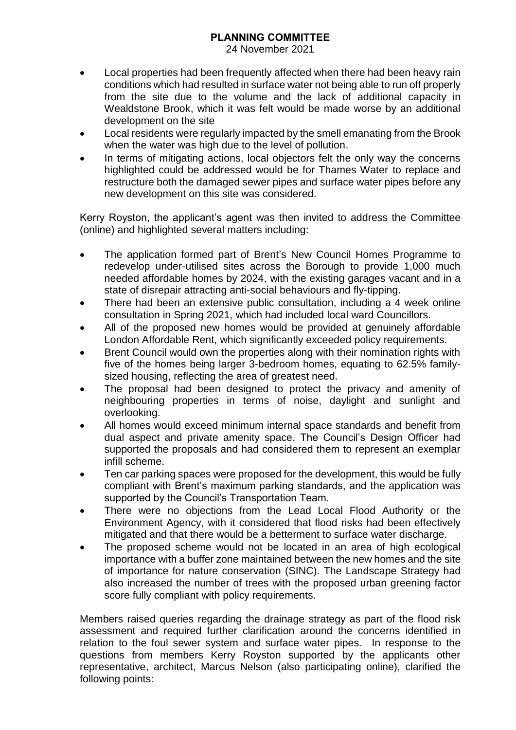- Local properties had been frequently affected when there had been heavy rain conditions which had resulted in surface water not being able to run off properly from the site due to the volume and the lack of additional capacity in Wealdstone Brook, which it was felt would be made worse by an additional development on the site
- Local residents were regularly impacted by the smell emanating from the Brook when the water was high due to the level of pollution.
- In terms of mitigating actions, local objectors felt the only way the concerns highlighted could be addressed would be for Thames Water to replace and restructure both the damaged sewer pipes and surface water pipes before any new development on this site was considered.

Kerry Royston, the applicant's agent was then invited to address the Committee (online) and highlighted several matters including:

- The application formed part of Brent's New Council Homes Programme to redevelop under-utilised sites across the Borough to provide 1,000 much needed affordable homes by 2024, with the existing garages vacant and in a state of disrepair attracting anti-social behaviours and fly-tipping.
- There had been an extensive public consultation, including a 4 week online consultation in Spring 2021, which had included local ward Councillors.
- All of the proposed new homes would be provided at genuinely affordable London Affordable Rent, which significantly exceeded policy requirements.
- Brent Council would own the properties along with their nomination rights with five of the homes being larger 3-bedroom homes, equating to 62.5% family-sized housing, reflecting the area of greatest need.
- The proposal had been designed to protect the privacy and amenity of neighbouring properties in terms of noise, daylight and sunlight and overlooking.
- All homes would exceed minimum internal space standards and benefit from dual aspect and private amenity space. The Council's Design Officer had supported the proposals and had considered them to represent an exemplar infill scheme.
- Ten car parking spaces were proposed for the development, this would be fully compliant with Brent's maximum parking standards, and the application was supported by the Council's Transportation Team.
- There were no objections from the Lead Local Flood Authority or the Environment Agency, with it considered that flood risks had been effectively mitigated and that there would be a betterment to surface water discharge.
- The proposed scheme would not be located in an area of high ecological importance with a buffer zone maintained between the new homes and the site of importance for nature conservation (SINC). The Landscape Strategy had also increased the number of trees with the proposed urban greening factor score fully compliant with policy requirements.

Members raised queries regarding the drainage strategy as part of the flood risk assessment and required further clarification around the concerns identified in relation to the foul sewer system and surface water pipes. In response to the questions from members Kerry Royston supported by the applicants other representative, architect, Marcus Nelson (also participating online), clarified the following points: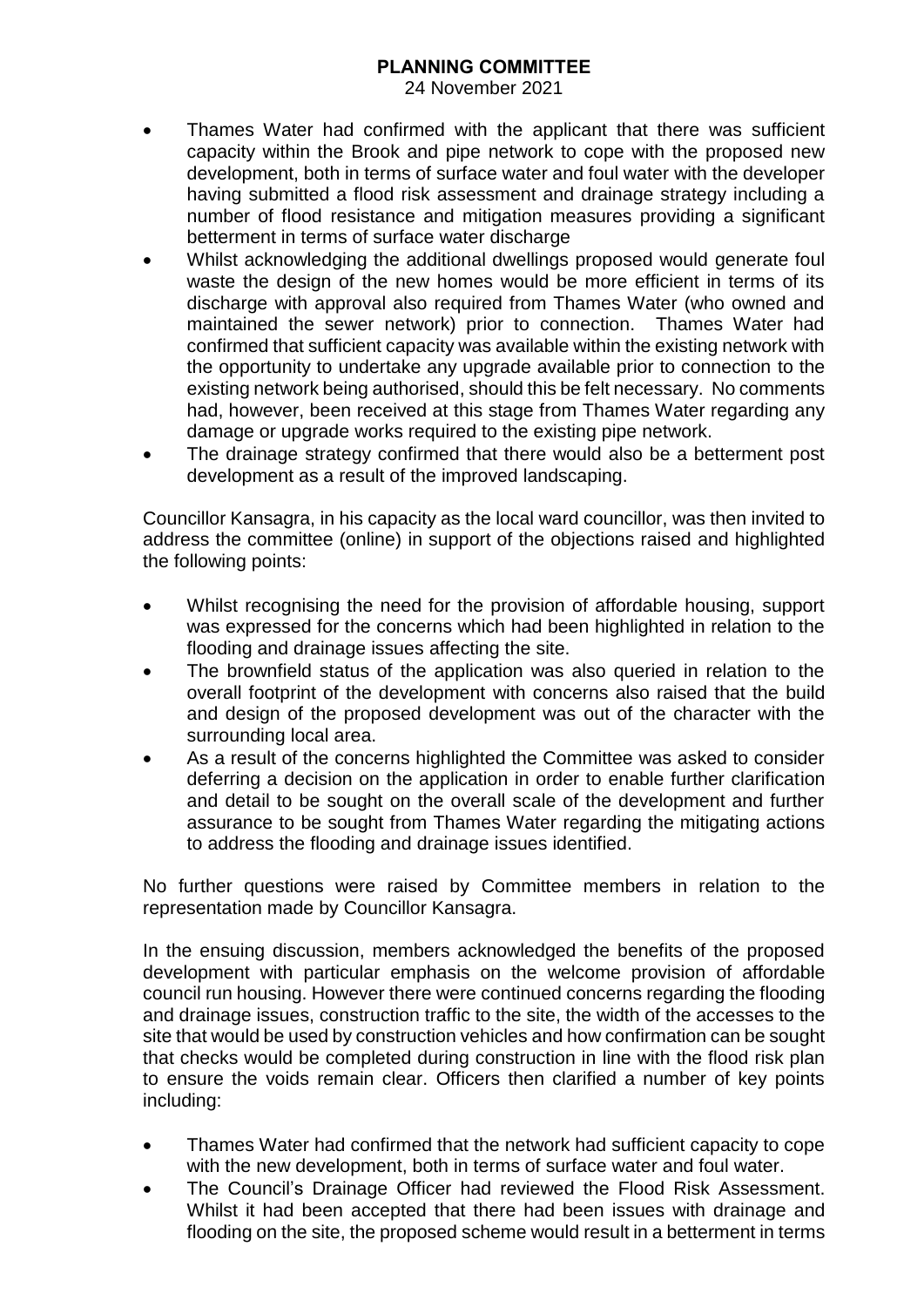- Thames Water had confirmed with the applicant that there was sufficient capacity within the Brook and pipe network to cope with the proposed new development, both in terms of surface water and foul water with the developer having submitted a flood risk assessment and drainage strategy including a number of flood resistance and mitigation measures providing a significant betterment in terms of surface water discharge
- Whilst acknowledging the additional dwellings proposed would generate foul waste the design of the new homes would be more efficient in terms of its discharge with approval also required from Thames Water (who owned and maintained the sewer network) prior to connection. Thames Water had confirmed that sufficient capacity was available within the existing network with the opportunity to undertake any upgrade available prior to connection to the existing network being authorised, should this be felt necessary. No comments had, however, been received at this stage from Thames Water regarding any damage or upgrade works required to the existing pipe network.
- The drainage strategy confirmed that there would also be a betterment post development as a result of the improved landscaping.

Councillor Kansagra, in his capacity as the local ward councillor, was then invited to address the committee (online) in support of the objections raised and highlighted the following points:

- Whilst recognising the need for the provision of affordable housing, support was expressed for the concerns which had been highlighted in relation to the flooding and drainage issues affecting the site.
- The brownfield status of the application was also queried in relation to the overall footprint of the development with concerns also raised that the build and design of the proposed development was out of the character with the surrounding local area.
- As a result of the concerns highlighted the Committee was asked to consider deferring a decision on the application in order to enable further clarification and detail to be sought on the overall scale of the development and further assurance to be sought from Thames Water regarding the mitigating actions to address the flooding and drainage issues identified.

No further questions were raised by Committee members in relation to the representation made by Councillor Kansagra.

In the ensuing discussion, members acknowledged the benefits of the proposed development with particular emphasis on the welcome provision of affordable council run housing. However there were continued concerns regarding the flooding and drainage issues, construction traffic to the site, the width of the accesses to the site that would be used by construction vehicles and how confirmation can be sought that checks would be completed during construction in line with the flood risk plan to ensure the voids remain clear. Officers then clarified a number of key points including:

- Thames Water had confirmed that the network had sufficient capacity to cope with the new development, both in terms of surface water and foul water.
- The Council's Drainage Officer had reviewed the Flood Risk Assessment. Whilst it had been accepted that there had been issues with drainage and flooding on the site, the proposed scheme would result in a betterment in terms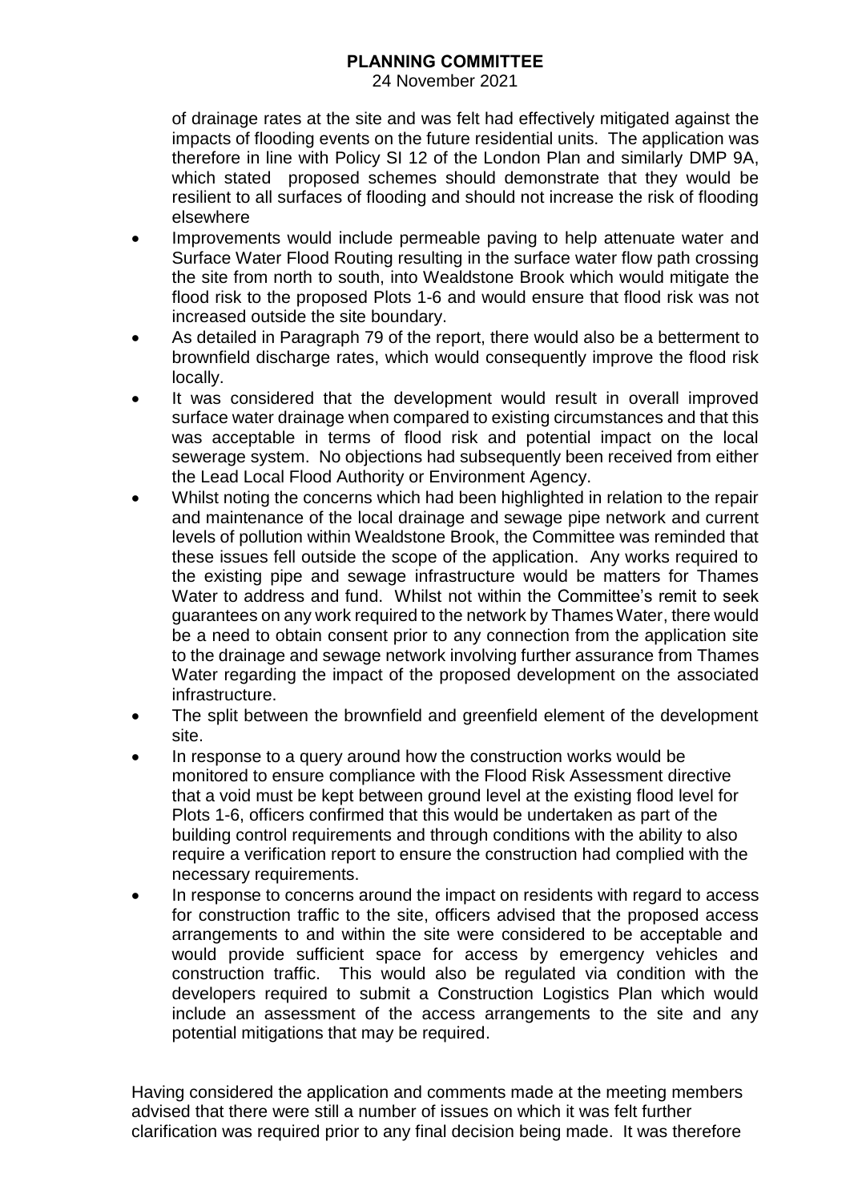of drainage rates at the site and was felt had effectively mitigated against the impacts of flooding events on the future residential units. The application was therefore in line with Policy SI 12 of the London Plan and similarly DMP 9A, which stated proposed schemes should demonstrate that they would be resilient to all surfaces of flooding and should not increase the risk of flooding elsewhere

- Improvements would include permeable paving to help attenuate water and Surface Water Flood Routing resulting in the surface water flow path crossing the site from north to south, into Wealdstone Brook which would mitigate the flood risk to the proposed Plots 1-6 and would ensure that flood risk was not increased outside the site boundary.
- As detailed in Paragraph 79 of the report, there would also be a betterment to brownfield discharge rates, which would consequently improve the flood risk locally.
- It was considered that the development would result in overall improved surface water drainage when compared to existing circumstances and that this was acceptable in terms of flood risk and potential impact on the local sewerage system. No objections had subsequently been received from either the Lead Local Flood Authority or Environment Agency.
- Whilst noting the concerns which had been highlighted in relation to the repair and maintenance of the local drainage and sewage pipe network and current levels of pollution within Wealdstone Brook, the Committee was reminded that these issues fell outside the scope of the application. Any works required to the existing pipe and sewage infrastructure would be matters for Thames Water to address and fund. Whilst not within the Committee's remit to seek guarantees on any work required to the network by Thames Water, there would be a need to obtain consent prior to any connection from the application site to the drainage and sewage network involving further assurance from Thames Water regarding the impact of the proposed development on the associated infrastructure.
- The split between the brownfield and greenfield element of the development site.
- In response to a query around how the construction works would be monitored to ensure compliance with the Flood Risk Assessment directive that a void must be kept between ground level at the existing flood level for Plots 1-6, officers confirmed that this would be undertaken as part of the building control requirements and through conditions with the ability to also require a verification report to ensure the construction had complied with the necessary requirements.
- In response to concerns around the impact on residents with regard to access for construction traffic to the site, officers advised that the proposed access arrangements to and within the site were considered to be acceptable and would provide sufficient space for access by emergency vehicles and construction traffic. This would also be regulated via condition with the developers required to submit a Construction Logistics Plan which would include an assessment of the access arrangements to the site and any potential mitigations that may be required.

Having considered the application and comments made at the meeting members advised that there were still a number of issues on which it was felt further clarification was required prior to any final decision being made. It was therefore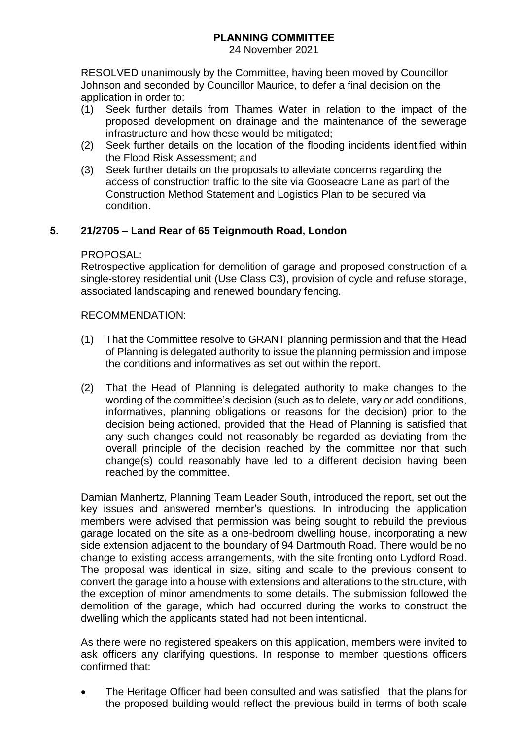RESOLVED unanimously by the Committee, having been moved by Councillor Johnson and seconded by Councillor Maurice, to defer a final decision on the application in order to:

(1) Seek further details from Thames Water in relation to the impact of the proposed development on drainage and the maintenance of the sewerage infrastructure and how these would be mitigated;
(2) Seek further details on the location of the flooding incidents identified within the Flood Risk Assessment; and
(3) Seek further details on the proposals to alleviate concerns regarding the access of construction traffic to the site via Gooseacre Lane as part of the Construction Method Statement and Logistics Plan to be secured via condition.

## 5. 21/2705 – Land Rear of 65 Teignmouth Road, London

PROPOSAL:

Retrospective application for demolition of garage and proposed construction of a single-storey residential unit (Use Class C3), provision of cycle and refuse storage, associated landscaping and renewed boundary fencing.

RECOMMENDATION:

(1) That the Committee resolve to GRANT planning permission and that the Head of Planning is delegated authority to issue the planning permission and impose the conditions and informatives as set out within the report.

(2) That the Head of Planning is delegated authority to make changes to the wording of the committee's decision (such as to delete, vary or add conditions, informatives, planning obligations or reasons for the decision) prior to the decision being actioned, provided that the Head of Planning is satisfied that any such changes could not reasonably be regarded as deviating from the overall principle of the decision reached by the committee nor that such change(s) could reasonably have led to a different decision having been reached by the committee.

Damian Manhertz, Planning Team Leader South, introduced the report, set out the key issues and answered member's questions. In introducing the application members were advised that permission was being sought to rebuild the previous garage located on the site as a one-bedroom dwelling house, incorporating a new side extension adjacent to the boundary of 94 Dartmouth Road. There would be no change to existing access arrangements, with the site fronting onto Lydford Road. The proposal was identical in size, siting and scale to the previous consent to convert the garage into a house with extensions and alterations to the structure, with the exception of minor amendments to some details. The submission followed the demolition of the garage, which had occurred during the works to construct the dwelling which the applicants stated had not been intentional.

As there were no registered speakers on this application, members were invited to ask officers any clarifying questions. In response to member questions officers confirmed that:

- The Heritage Officer had been consulted and was satisfied that the plans for the proposed building would reflect the previous build in terms of both scale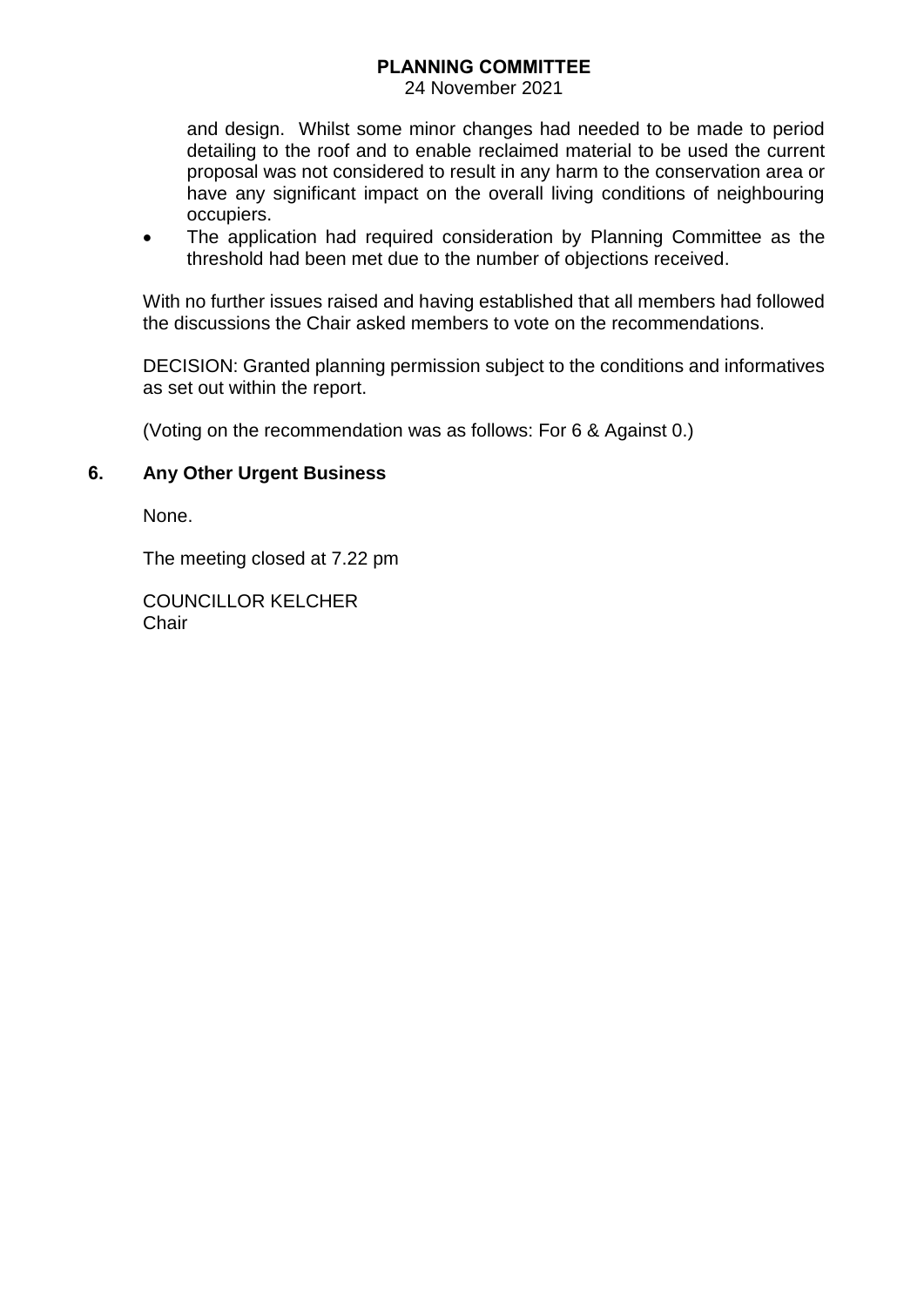and design. Whilst some minor changes had needed to be made to period detailing to the roof and to enable reclaimed material to be used the current proposal was not considered to result in any harm to the conservation area or have any significant impact on the overall living conditions of neighbouring occupiers.

- The application had required consideration by Planning Committee as the threshold had been met due to the number of objections received.

With no further issues raised and having established that all members had followed the discussions the Chair asked members to vote on the recommendations.

DECISION: Granted planning permission subject to the conditions and informatives as set out within the report.

(Voting on the recommendation was as follows: For 6 & Against 0.)

## 6. Any Other Urgent Business

None.

The meeting closed at 7.22 pm

COUNCILLOR KELCHER
Chair